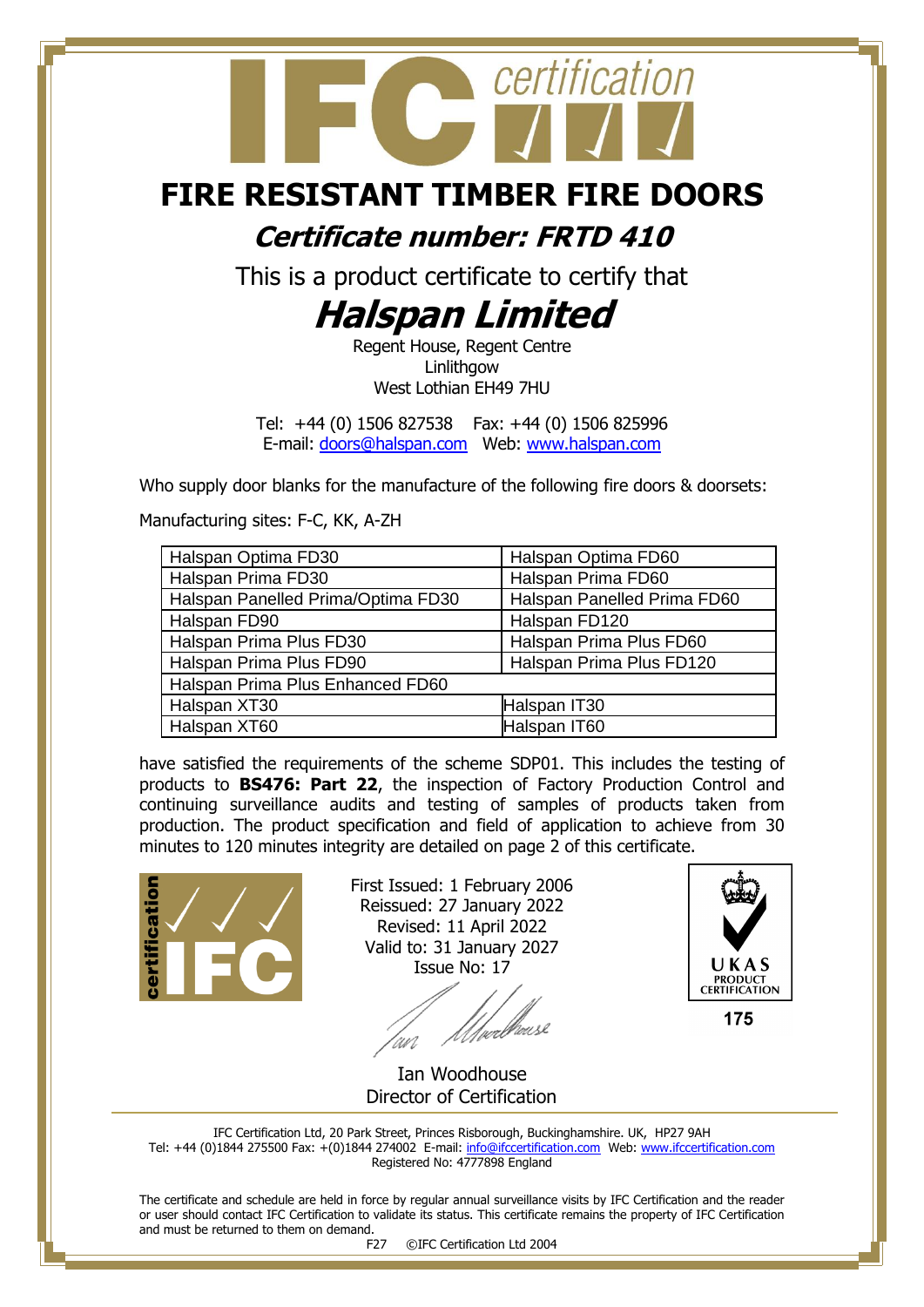# FIRE RESISTANT TIMBER FIRE DOORS

## *Certificate number: FRTD 410*

This is a product certificate to certify that

# *Halspan Limited*

Regent House, Regent Centre
Linlithgow
West Lothian EH49 7HU

Tel: +44 (0) 1506 827538 Fax: +44 (0) 1506 825996
E-mail: doors@halspan.com Web: www.halspan.com

Who supply door blanks for the manufacture of the following fire doors & doorsets:

Manufacturing sites: F-C, KK, A-ZH

| | |
|---|---|
| Halspan Optima FD30 | Halspan Optima FD60 |
| Halspan Prima FD30 | Halspan Prima FD60 |
| Halspan Panelled Prima/Optima FD30 | Halspan Panelled Prima FD60 |
| Halspan FD90 | Halspan FD120 |
| Halspan Prima Plus FD30 | Halspan Prima Plus FD60 |
| Halspan Prima Plus FD90 | Halspan Prima Plus FD120 |
| Halspan Prima Plus Enhanced FD60 | |
| Halspan XT30 | Halspan IT30 |
| Halspan XT60 | Halspan IT60 |

have satisfied the requirements of the scheme SDP01. This includes the testing of products to **BS476: Part 22**, the inspection of Factory Production Control and continuing surveillance audits and testing of samples of products taken from production. The product specification and field of application to achieve from 30 minutes to 120 minutes integrity are detailed on page 2 of this certificate.

First Issued: 1 February 2006
Reissued: 27 January 2022
Revised: 11 April 2022
Valid to: 31 January 2027
Issue No: 17

Ian Woodhouse
Director of Certification

UKAS PRODUCT CERTIFICATION 175

IFC Certification Ltd, 20 Park Street, Princes Risborough, Buckinghamshire. UK, HP27 9AH
Tel: +44 (0)1844 275500 Fax: +(0)1844 274002 E-mail: info@ifccertification.com Web: www.ifccertification.com
Registered No: 4777898 England

The certificate and schedule are held in force by regular annual surveillance visits by IFC Certification and the reader or user should contact IFC Certification to validate its status. This certificate remains the property of IFC Certification and must be returned to them on demand.

F27 ©IFC Certification Ltd 2004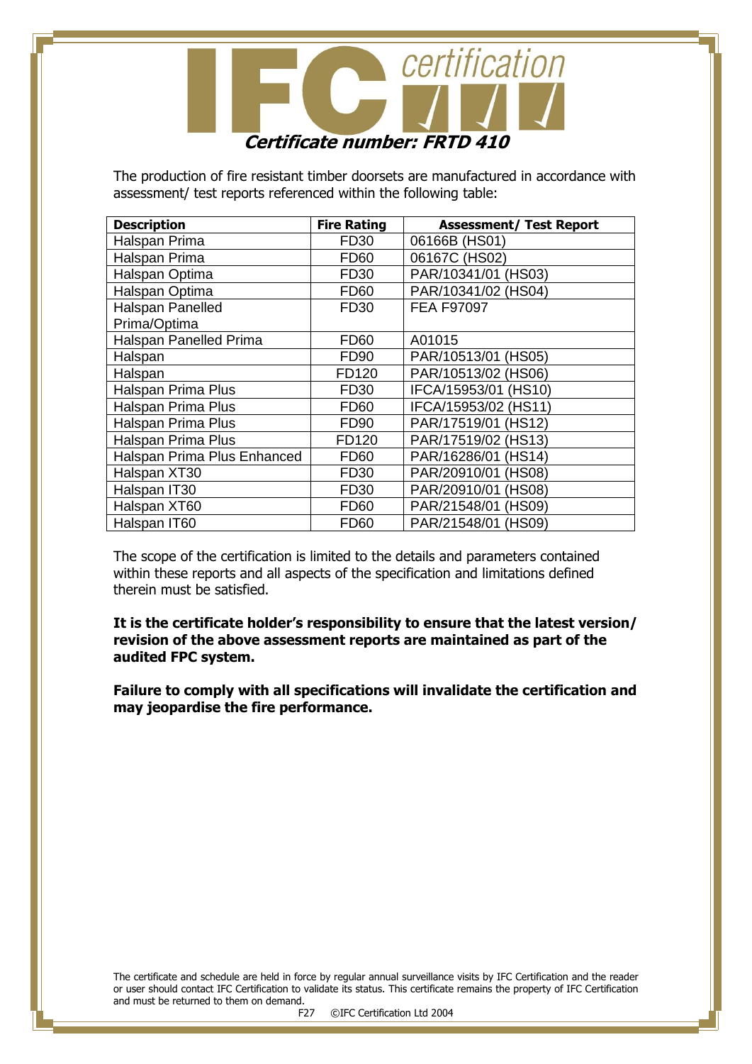**Certificate number: FRTD 410**

The production of fire resistant timber doorsets are manufactured in accordance with assessment/ test reports referenced within the following table:

| Description | Fire Rating | Assessment/ Test Report |
| --- | --- | --- |
| Halspan Prima | FD30 | 06166B (HS01) |
| Halspan Prima | FD60 | 06167C (HS02) |
| Halspan Optima | FD30 | PAR/10341/01 (HS03) |
| Halspan Optima | FD60 | PAR/10341/02 (HS04) |
| Halspan Panelled Prima/Optima | FD30 | FEA F97097 |
| Halspan Panelled Prima | FD60 | A01015 |
| Halspan | FD90 | PAR/10513/01 (HS05) |
| Halspan | FD120 | PAR/10513/02 (HS06) |
| Halspan Prima Plus | FD30 | IFCA/15953/01 (HS10) |
| Halspan Prima Plus | FD60 | IFCA/15953/02 (HS11) |
| Halspan Prima Plus | FD90 | PAR/17519/01 (HS12) |
| Halspan Prima Plus | FD120 | PAR/17519/02 (HS13) |
| Halspan Prima Plus Enhanced | FD60 | PAR/16286/01 (HS14) |
| Halspan XT30 | FD30 | PAR/20910/01 (HS08) |
| Halspan IT30 | FD30 | PAR/20910/01 (HS08) |
| Halspan XT60 | FD60 | PAR/21548/01 (HS09) |
| Halspan IT60 | FD60 | PAR/21548/01 (HS09) |

The scope of the certification is limited to the details and parameters contained within these reports and all aspects of the specification and limitations defined therein must be satisfied.

**It is the certificate holder's responsibility to ensure that the latest version/ revision of the above assessment reports are maintained as part of the audited FPC system.**

**Failure to comply with all specifications will invalidate the certification and may jeopardise the fire performance.**

The certificate and schedule are held in force by regular annual surveillance visits by IFC Certification and the reader or user should contact IFC Certification to validate its status. This certificate remains the property of IFC Certification and must be returned to them on demand.

F27 ©IFC Certification Ltd 2004